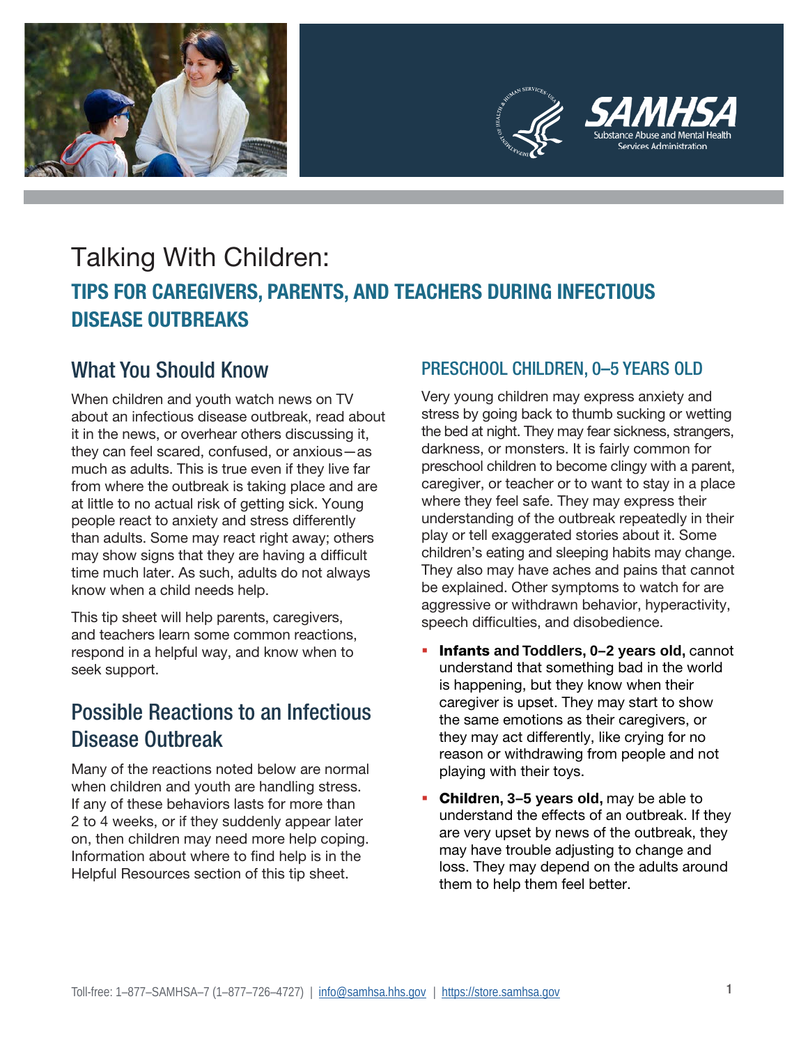# Talking With Children:

## TIPS FOR CAREGIVERS, PARENTS, AND TEACHERS DURING INFECTIOUS DISEASE OUTBREAKS

## What You Should Know

When children and youth watch news on TV about an infectious disease outbreak, read about it in the news, or overhear others discussing it, they can feel scared, confused, or anxious—as much as adults. This is true even if they live far from where the outbreak is taking place and are at little to no actual risk of getting sick. Young people react to anxiety and stress differently than adults. Some may react right away; others may show signs that they are having a difficult time much later. As such, adults do not always know when a child needs help.

This tip sheet will help parents, caregivers, and teachers learn some common reactions, respond in a helpful way, and know when to seek support.

## Possible Reactions to an Infectious Disease Outbreak

Many of the reactions noted below are normal when children and youth are handling stress. If any of these behaviors lasts for more than 2 to 4 weeks, or if they suddenly appear later on, then children may need more help coping. Information about where to find help is in the Helpful Resources section of this tip sheet.

### PRESCHOOL CHILDREN, 0–5 YEARS OLD

Very young children may express anxiety and stress by going back to thumb sucking or wetting the bed at night. They may fear sickness, strangers, darkness, or monsters. It is fairly common for preschool children to become clingy with a parent, caregiver, or teacher or to want to stay in a place where they feel safe. They may express their understanding of the outbreak repeatedly in their play or tell exaggerated stories about it. Some children's eating and sleeping habits may change. They also may have aches and pains that cannot be explained. Other symptoms to watch for are aggressive or withdrawn behavior, hyperactivity, speech difficulties, and disobedience.

- **Infants and Toddlers, 0–2 years old,** cannot understand that something bad in the world is happening, but they know when their caregiver is upset. They may start to show the same emotions as their caregivers, or they may act differently, like crying for no reason or withdrawing from people and not playing with their toys.
- **Children, 3–5 years old,** may be able to understand the effects of an outbreak. If they are very upset by news of the outbreak, they may have trouble adjusting to change and loss. They may depend on the adults around them to help them feel better.

Toll-free: 1–877–SAMHSA–7 (1–877–726–4727) | info@samhsa.hhs.gov | https://store.samhsa.gov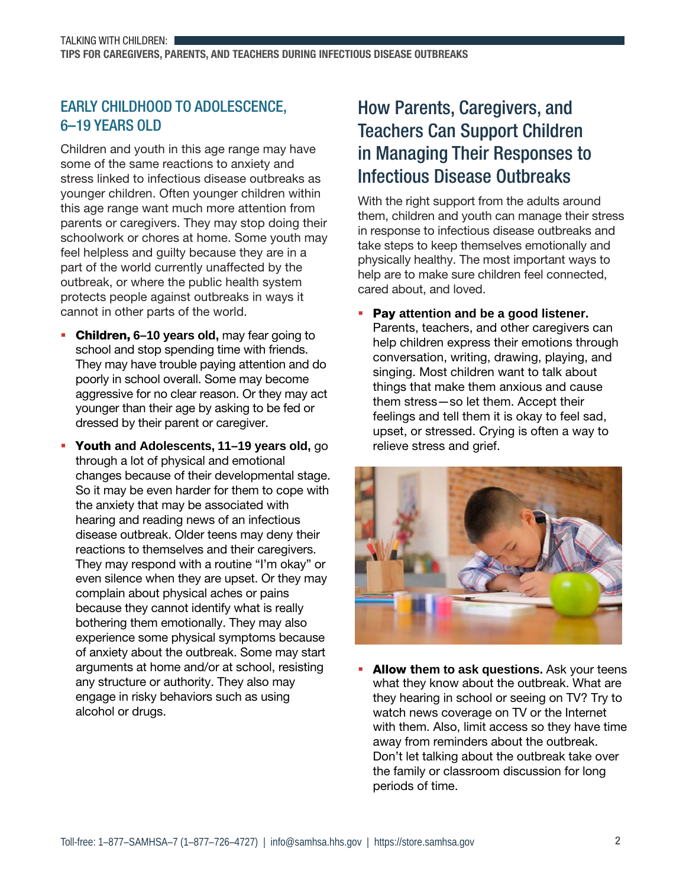## EARLY CHILDHOOD TO ADOLESCENCE, 6–19 YEARS OLD

Children and youth in this age range may have some of the same reactions to anxiety and stress linked to infectious disease outbreaks as younger children. Often younger children within this age range want much more attention from parents or caregivers. They may stop doing their schoolwork or chores at home. Some youth may feel helpless and guilty because they are in a part of the world currently unaffected by the outbreak, or where the public health system protects people against outbreaks in ways it cannot in other parts of the world.

- **Children, 6–10 years old,** may fear going to school and stop spending time with friends. They may have trouble paying attention and do poorly in school overall. Some may become aggressive for no clear reason. Or they may act younger than their age by asking to be fed or dressed by their parent or caregiver.
- **Youth and Adolescents, 11–19 years old,** go through a lot of physical and emotional changes because of their developmental stage. So it may be even harder for them to cope with the anxiety that may be associated with hearing and reading news of an infectious disease outbreak. Older teens may deny their reactions to themselves and their caregivers. They may respond with a routine "I'm okay" or even silence when they are upset. Or they may complain about physical aches or pains because they cannot identify what is really bothering them emotionally. They may also experience some physical symptoms because of anxiety about the outbreak. Some may start arguments at home and/or at school, resisting any structure or authority. They also may engage in risky behaviors such as using alcohol or drugs.

# How Parents, Caregivers, and Teachers Can Support Children in Managing Their Responses to Infectious Disease Outbreaks

With the right support from the adults around them, children and youth can manage their stress in response to infectious disease outbreaks and take steps to keep themselves emotionally and physically healthy. The most important ways to help are to make sure children feel connected, cared about, and loved.

- **Pay attention and be a good listener.** Parents, teachers, and other caregivers can help children express their emotions through conversation, writing, drawing, playing, and singing. Most children want to talk about things that make them anxious and cause them stress—so let them. Accept their feelings and tell them it is okay to feel sad, upset, or stressed. Crying is often a way to relieve stress and grief.
- **Allow them to ask questions.** Ask your teens what they know about the outbreak. What are they hearing in school or seeing on TV? Try to watch news coverage on TV or the Internet with them. Also, limit access so they have time away from reminders about the outbreak. Don't let talking about the outbreak take over the family or classroom discussion for long periods of time.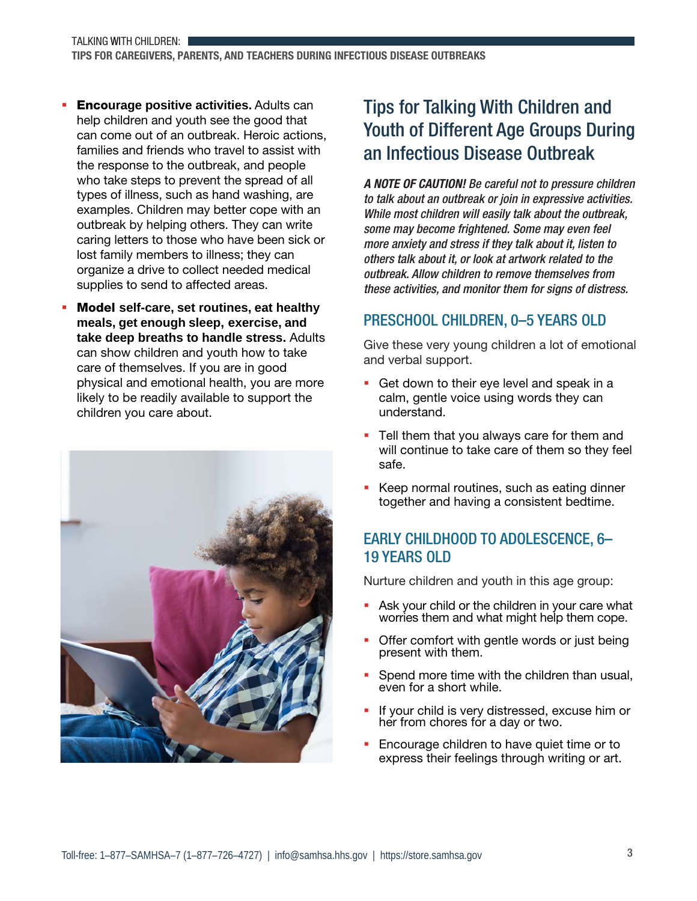- **Encourage positive activities.** Adults can help children and youth see the good that can come out of an outbreak. Heroic actions, families and friends who travel to assist with the response to the outbreak, and people who take steps to prevent the spread of all types of illness, such as hand washing, are examples. Children may better cope with an outbreak by helping others. They can write caring letters to those who have been sick or lost family members to illness; they can organize a drive to collect needed medical supplies to send to affected areas.
- **Model self-care, set routines, eat healthy meals, get enough sleep, exercise, and take deep breaths to handle stress.** Adults can show children and youth how to take care of themselves. If you are in good physical and emotional health, you are more likely to be readily available to support the children you care about.

## Tips for Talking With Children and Youth of Different Age Groups During an Infectious Disease Outbreak

***A NOTE OF CAUTION!*** *Be careful not to pressure children to talk about an outbreak or join in expressive activities. While most children will easily talk about the outbreak, some may become frightened. Some may even feel more anxiety and stress if they talk about it, listen to others talk about it, or look at artwork related to the outbreak. Allow children to remove themselves from these activities, and monitor them for signs of distress.*

### PRESCHOOL CHILDREN, 0–5 YEARS OLD

Give these very young children a lot of emotional and verbal support.

- Get down to their eye level and speak in a calm, gentle voice using words they can understand.
- Tell them that you always care for them and will continue to take care of them so they feel safe.
- Keep normal routines, such as eating dinner together and having a consistent bedtime.

### EARLY CHILDHOOD TO ADOLESCENCE, 6–19 YEARS OLD

Nurture children and youth in this age group:

- Ask your child or the children in your care what worries them and what might help them cope.
- Offer comfort with gentle words or just being present with them.
- Spend more time with the children than usual, even for a short while.
- If your child is very distressed, excuse him or her from chores for a day or two.
- Encourage children to have quiet time or to express their feelings through writing or art.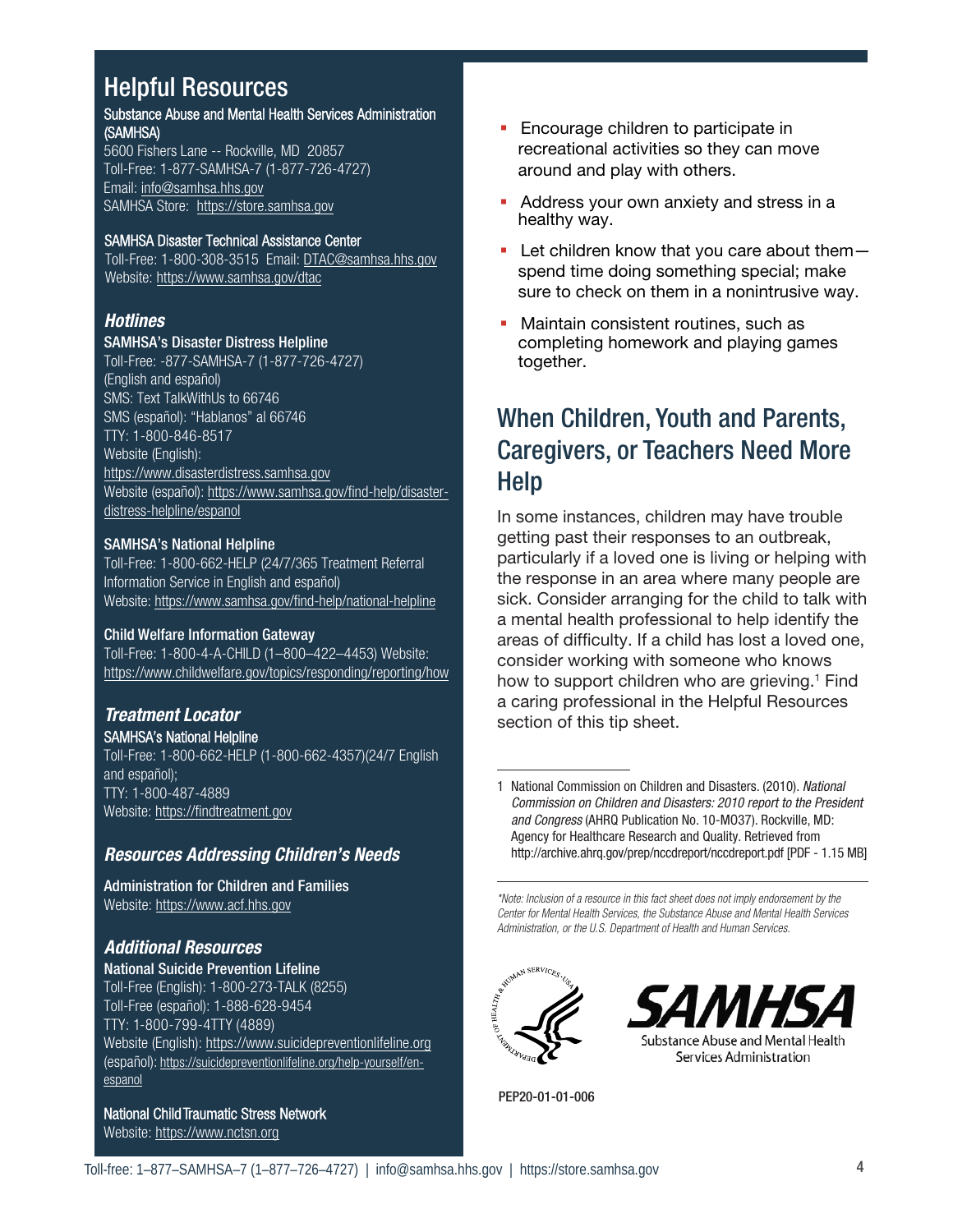## Helpful Resources

**Substance Abuse and Mental Health Services Administration (SAMHSA)**
5600 Fishers Lane -- Rockville, MD 20857
Toll-Free: 1-877-SAMHSA-7 (1-877-726-4727)
Email: info@samhsa.hhs.gov
SAMHSA Store: https://store.samhsa.gov

**SAMHSA Disaster Technical Assistance Center**
Toll-Free: 1-800-308-3515 Email: DTAC@samhsa.hhs.gov
Website: https://www.samhsa.gov/dtac

### *Hotlines*

**SAMHSA's Disaster Distress Helpline**
Toll-Free: -877-SAMHSA-7 (1-877-726-4727)
(English and español)
SMS: Text TalkWithUs to 66746
SMS (español): "Hablanos" al 66746
TTY: 1-800-846-8517
Website (English):
https://www.disasterdistress.samhsa.gov
Website (español): https://www.samhsa.gov/find-help/disaster-distress-helpline/espanol

**SAMHSA's National Helpline**
Toll-Free: 1-800-662-HELP (24/7/365 Treatment Referral Information Service in English and español)
Website: https://www.samhsa.gov/find-help/national-helpline

**Child Welfare Information Gateway**
Toll-Free: 1-800-4-A-CHILD (1–800–422–4453) Website:
https://www.childwelfare.gov/topics/responding/reporting/how

### *Treatment Locator*

**SAMHSA's National Helpline**
Toll-Free: 1-800-662-HELP (1-800-662-4357)(24/7 English and español);
TTY: 1-800-487-4889
Website: https://findtreatment.gov

### *Resources Addressing Children's Needs*

**Administration for Children and Families**
Website: https://www.acf.hhs.gov

### *Additional Resources*

**National Suicide Prevention Lifeline**
Toll-Free (English): 1-800-273-TALK (8255)
Toll-Free (español): 1-888-628-9454
TTY: 1-800-799-4TTY (4889)
Website (English): https://www.suicidepreventionlifeline.org
(español): https://suicidepreventionlifeline.org/help-yourself/en-espanol

**National Child Traumatic Stress Network**
Website: https://www.nctsn.org

- Encourage children to participate in recreational activities so they can move around and play with others.
- Address your own anxiety and stress in a healthy way.
- Let children know that you care about them—spend time doing something special; make sure to check on them in a nonintrusive way.
- Maintain consistent routines, such as completing homework and playing games together.

## When Children, Youth and Parents, Caregivers, or Teachers Need More Help

In some instances, children may have trouble getting past their responses to an outbreak, particularly if a loved one is living or helping with the response in an area where many people are sick. Consider arranging for the child to talk with a mental health professional to help identify the areas of difficulty. If a child has lost a loved one, consider working with someone who knows how to support children who are grieving.[1] Find a caring professional in the Helpful Resources section of this tip sheet.

1 National Commission on Children and Disasters. (2010). *National Commission on Children and Disasters: 2010 report to the President and Congress* (AHRQ Publication No. 10-MO37). Rockville, MD: Agency for Healthcare Research and Quality. Retrieved from http://archive.ahrq.gov/prep/nccdreport/nccdreport.pdf [PDF - 1.15 MB]

*\*Note: Inclusion of a resource in this fact sheet does not imply endorsement by the Center for Mental Health Services, the Substance Abuse and Mental Health Services Administration, or the U.S. Department of Health and Human Services.*

SAMHSA
Substance Abuse and Mental Health Services Administration

PEP20-01-01-006